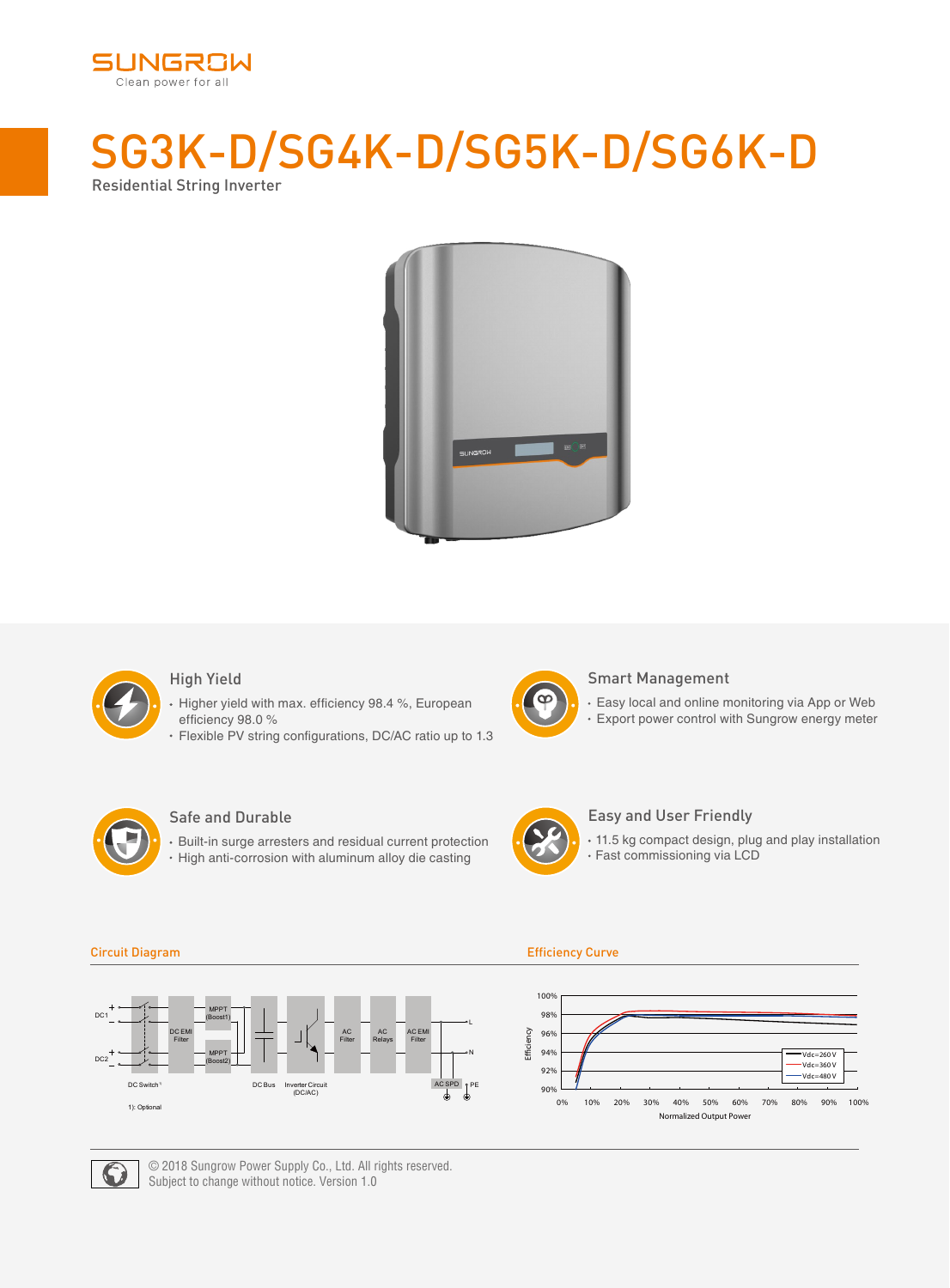SUNGROW
Clean power for all

# SG3K-D/SG4K-D/SG5K-D/SG6K-D

Residential String Inverter

### High Yield

- Higher yield with max. efficiency 98.4 %, European efficiency 98.0 %
- Flexible PV string configurations, DC/AC ratio up to 1.3

### Smart Management

- Easy local and online monitoring via App or Web
- Export power control with Sungrow energy meter

### Safe and Durable

- Built-in surge arresters and residual current protection
- High anti-corrosion with aluminum alloy die casting

### Easy and User Friendly

- 11.5 kg compact design, plug and play installation
- Fast commissioning via LCD

## Circuit Diagram

DC1, DC2, DC Switch[1], DC EMI Filter, MPPT (Boost1), MPPT (Boost2), DC Bus, Inverter Circuit (DC/AC), AC Filter, AC Relays, AC EMI Filter, AC SPD, L, N, PE

1): Optional

## Efficiency Curve

Efficiency (90%–100%) vs. Normalized Output Power (0%–100%); Vdc=260 V, Vdc=360 V, Vdc=480 V

© 2018 Sungrow Power Supply Co., Ltd. All rights reserved.
Subject to change without notice. Version 1.0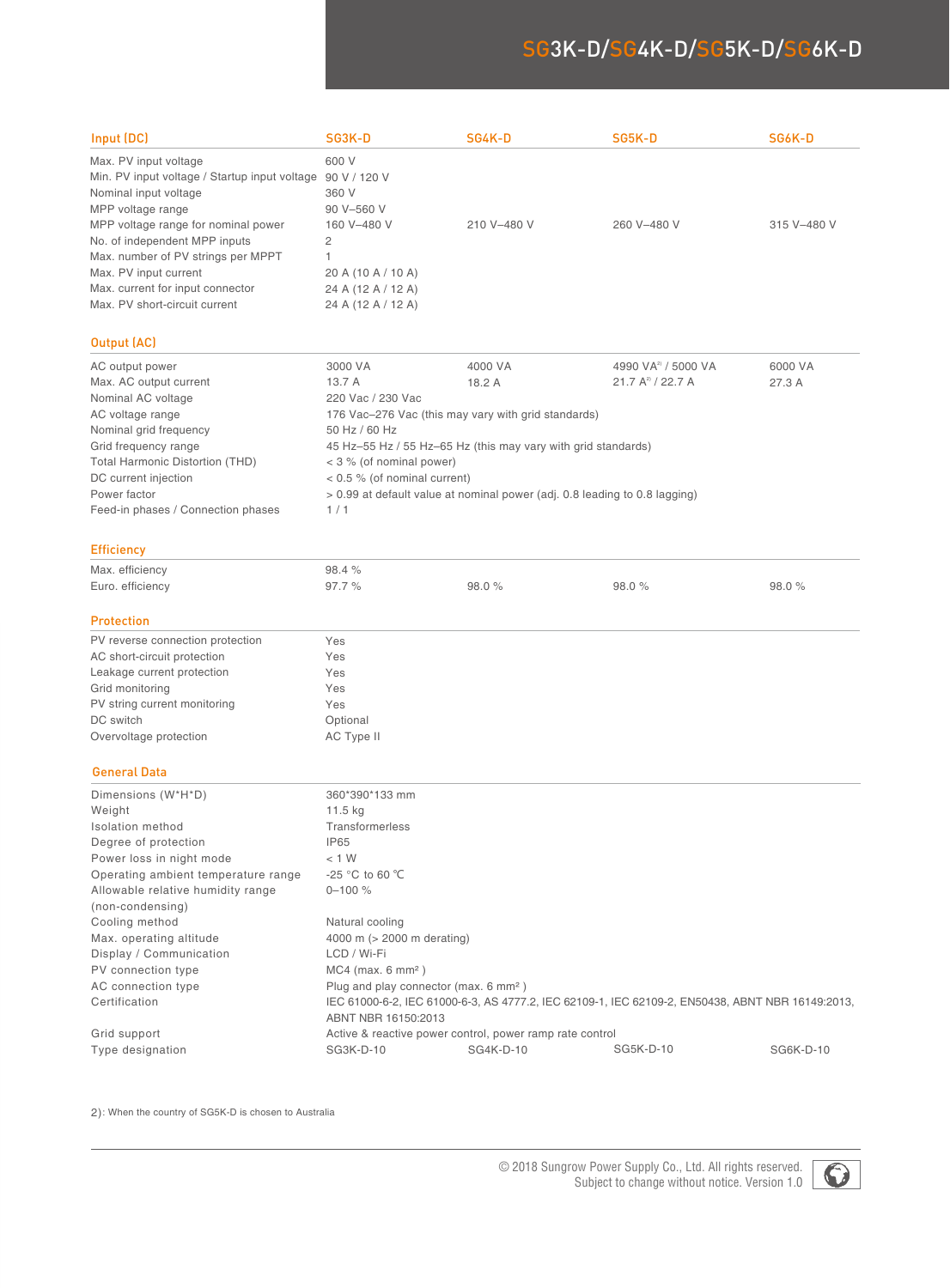# SG3K-D/SG4K-D/SG5K-D/SG6K-D

| Input (DC) | SG3K-D | SG4K-D | SG5K-D | SG6K-D |
|---|---|---|---|---|
| Max. PV input voltage | 600 V | | | |
| Min. PV input voltage / Startup input voltage | 90 V / 120 V | | | |
| Nominal input voltage | 360 V | | | |
| MPP voltage range | 90 V–560 V | | | |
| MPP voltage range for nominal power | 160 V–480 V | 210 V–480 V | 260 V–480 V | 315 V–480 V |
| No. of independent MPP inputs | 2 | | | |
| Max. number of PV strings per MPPT | 1 | | | |
| Max. PV input current | 20 A (10 A / 10 A) | | | |
| Max. current for input connector | 24 A (12 A / 12 A) | | | |
| Max. PV short-circuit current | 24 A (12 A / 12 A) | | | |

| Output (AC) | | | | |
|---|---|---|---|---|
| AC output power | 3000 VA | 4000 VA | 4990 VA[2] / 5000 VA | 6000 VA |
| Max. AC output current | 13.7 A | 18.2 A | 21.7 A[2] / 22.7 A | 27.3 A |
| Nominal AC voltage | 220 Vac / 230 Vac | | | |
| AC voltage range | 176 Vac–276 Vac (this may vary with grid standards) | | | |
| Nominal grid frequency | 50 Hz / 60 Hz | | | |
| Grid frequency range | 45 Hz–55 Hz / 55 Hz–65 Hz (this may vary with grid standards) | | | |
| Total Harmonic Distortion (THD) | < 3 % (of nominal power) | | | |
| DC current injection | < 0.5 % (of nominal current) | | | |
| Power factor | > 0.99 at default value at nominal power (adj. 0.8 leading to 0.8 lagging) | | | |
| Feed-in phases / Connection phases | 1 / 1 | | | |

| Efficiency | | | | |
|---|---|---|---|---|
| Max. efficiency | 98.4 % | | | |
| Euro. efficiency | 97.7 % | 98.0 % | 98.0 % | 98.0 % |

| Protection | | | | |
|---|---|---|---|---|
| PV reverse connection protection | Yes | | | |
| AC short-circuit protection | Yes | | | |
| Leakage current protection | Yes | | | |
| Grid monitoring | Yes | | | |
| PV string current monitoring | Yes | | | |
| DC switch | Optional | | | |
| Overvoltage protection | AC Type II | | | |

| General Data | | | | |
|---|---|---|---|---|
| Dimensions (W*H*D) | 360*390*133 mm | | | |
| Weight | 11.5 kg | | | |
| Isolation method | Transformerless | | | |
| Degree of protection | IP65 | | | |
| Power loss in night mode | < 1 W | | | |
| Operating ambient temperature range | -25 °C to 60 ℃ | | | |
| Allowable relative humidity range (non-condensing) | 0–100 % | | | |
| Cooling method | Natural cooling | | | |
| Max. operating altitude | 4000 m (> 2000 m derating) | | | |
| Display / Communication | LCD / Wi-Fi | | | |
| PV connection type | MC4 (max. 6 mm²) | | | |
| AC connection type | Plug and play connector (max. 6 mm²) | | | |
| Certification | IEC 61000-6-2, IEC 61000-6-3, AS 4777.2, IEC 62109-1, IEC 62109-2, EN50438, ABNT NBR 16149:2013, ABNT NBR 16150:2013 | | | |
| Grid support | Active & reactive power control, power ramp rate control | | | |
| Type designation | SG3K-D-10 | SG4K-D-10 | SG5K-D-10 | SG6K-D-10 |

2): When the country of SG5K-D is chosen to Australia

© 2018 Sungrow Power Supply Co., Ltd. All rights reserved.
Subject to change without notice. Version 1.0